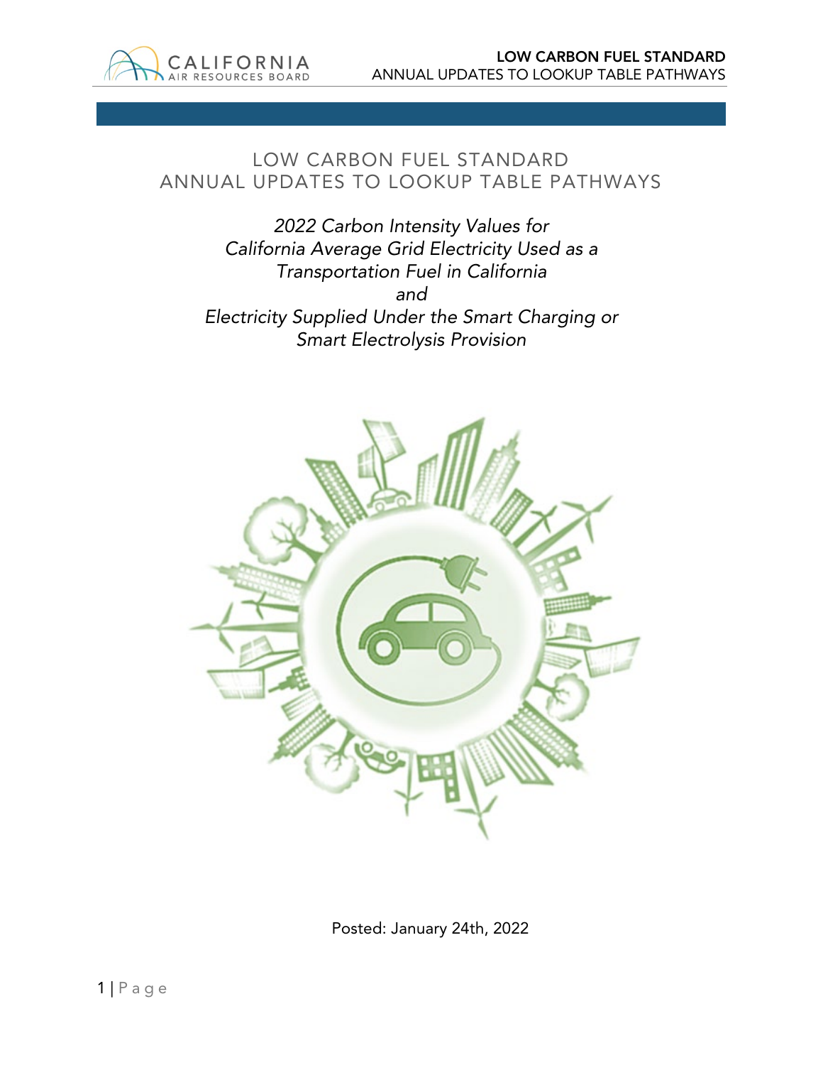# LOW CARBON FUEL STANDARD
# ANNUAL UPDATES TO LOOKUP TABLE PATHWAYS

*2022 Carbon Intensity Values for California Average Grid Electricity Used as a Transportation Fuel in California*
*and*
*Electricity Supplied Under the Smart Charging or Smart Electrolysis Provision*

Posted: January 24th, 2022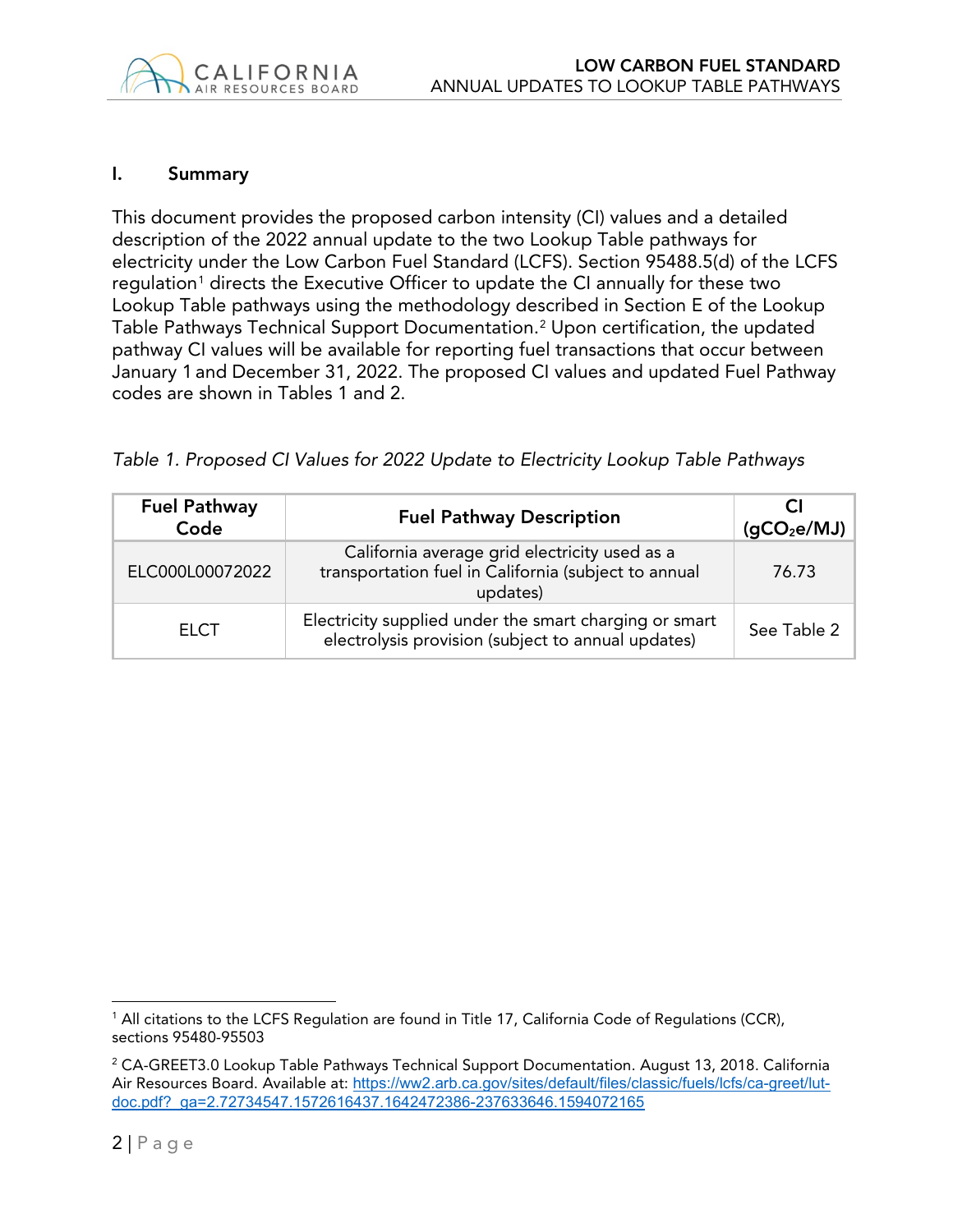## I. Summary

This document provides the proposed carbon intensity (CI) values and a detailed description of the 2022 annual update to the two Lookup Table pathways for electricity under the Low Carbon Fuel Standard (LCFS). Section 95488.5(d) of the LCFS regulation[1] directs the Executive Officer to update the CI annually for these two Lookup Table pathways using the methodology described in Section E of the Lookup Table Pathways Technical Support Documentation.[2] Upon certification, the updated pathway CI values will be available for reporting fuel transactions that occur between January 1 and December 31, 2022. The proposed CI values and updated Fuel Pathway codes are shown in Tables 1 and 2.

*Table 1. Proposed CI Values for 2022 Update to Electricity Lookup Table Pathways*

| Fuel Pathway Code | Fuel Pathway Description | CI ($gCO_2e/MJ$) |
|---|---|---|
| ELC000L00072022 | California average grid electricity used as a transportation fuel in California (subject to annual updates) | 76.73 |
| ELCT | Electricity supplied under the smart charging or smart electrolysis provision (subject to annual updates) | See Table 2 |

---

[1] All citations to the LCFS Regulation are found in Title 17, California Code of Regulations (CCR), sections 95480-95503

[2] CA-GREET3.0 Lookup Table Pathways Technical Support Documentation. August 13, 2018. California Air Resources Board. Available at: https://ww2.arb.ca.gov/sites/default/files/classic/fuels/lcfs/ca-greet/lut-doc.pdf?_ga=2.72734547.1572616437.1642472386-237633646.1594072165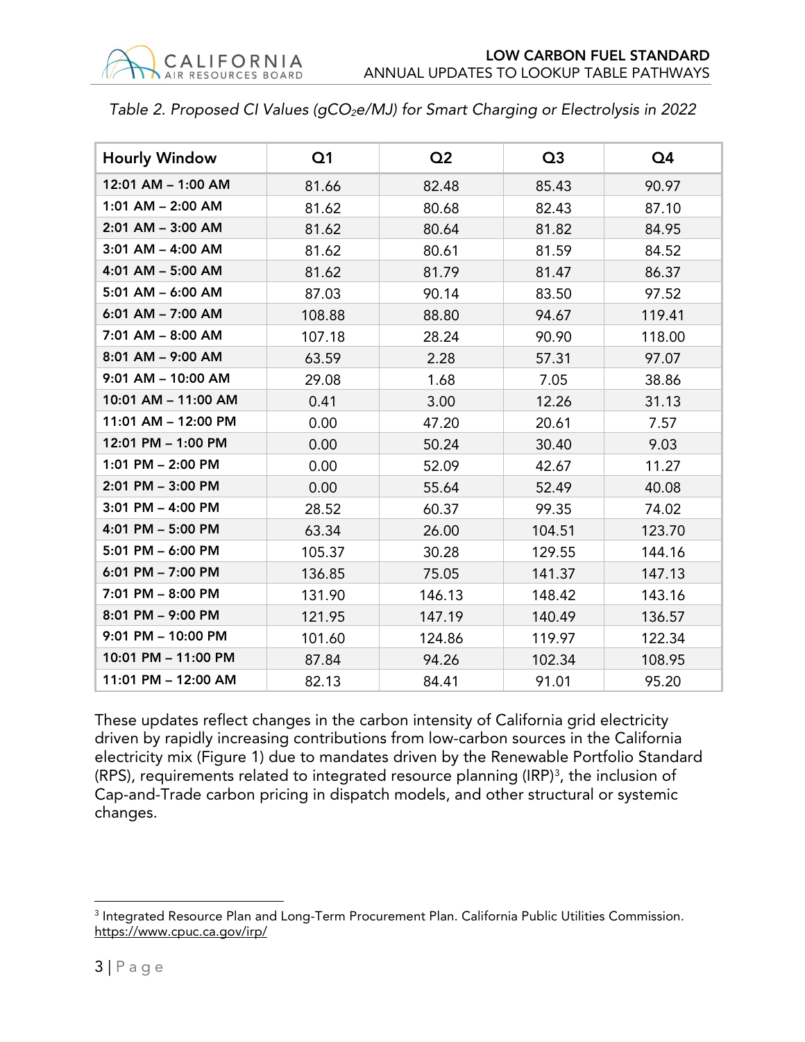*Table 2. Proposed CI Values ($gCO_2e/MJ$) for Smart Charging or Electrolysis in 2022*

| Hourly Window | Q1 | Q2 | Q3 | Q4 |
| --- | --- | --- | --- | --- |
| 12:01 AM – 1:00 AM | 81.66 | 82.48 | 85.43 | 90.97 |
| 1:01 AM – 2:00 AM | 81.62 | 80.68 | 82.43 | 87.10 |
| 2:01 AM – 3:00 AM | 81.62 | 80.64 | 81.82 | 84.95 |
| 3:01 AM – 4:00 AM | 81.62 | 80.61 | 81.59 | 84.52 |
| 4:01 AM – 5:00 AM | 81.62 | 81.79 | 81.47 | 86.37 |
| 5:01 AM – 6:00 AM | 87.03 | 90.14 | 83.50 | 97.52 |
| 6:01 AM – 7:00 AM | 108.88 | 88.80 | 94.67 | 119.41 |
| 7:01 AM – 8:00 AM | 107.18 | 28.24 | 90.90 | 118.00 |
| 8:01 AM – 9:00 AM | 63.59 | 2.28 | 57.31 | 97.07 |
| 9:01 AM – 10:00 AM | 29.08 | 1.68 | 7.05 | 38.86 |
| 10:01 AM – 11:00 AM | 0.41 | 3.00 | 12.26 | 31.13 |
| 11:01 AM – 12:00 PM | 0.00 | 47.20 | 20.61 | 7.57 |
| 12:01 PM – 1:00 PM | 0.00 | 50.24 | 30.40 | 9.03 |
| 1:01 PM – 2:00 PM | 0.00 | 52.09 | 42.67 | 11.27 |
| 2:01 PM – 3:00 PM | 0.00 | 55.64 | 52.49 | 40.08 |
| 3:01 PM – 4:00 PM | 28.52 | 60.37 | 99.35 | 74.02 |
| 4:01 PM – 5:00 PM | 63.34 | 26.00 | 104.51 | 123.70 |
| 5:01 PM – 6:00 PM | 105.37 | 30.28 | 129.55 | 144.16 |
| 6:01 PM – 7:00 PM | 136.85 | 75.05 | 141.37 | 147.13 |
| 7:01 PM – 8:00 PM | 131.90 | 146.13 | 148.42 | 143.16 |
| 8:01 PM – 9:00 PM | 121.95 | 147.19 | 140.49 | 136.57 |
| 9:01 PM – 10:00 PM | 101.60 | 124.86 | 119.97 | 122.34 |
| 10:01 PM – 11:00 PM | 87.84 | 94.26 | 102.34 | 108.95 |
| 11:01 PM – 12:00 AM | 82.13 | 84.41 | 91.01 | 95.20 |

These updates reflect changes in the carbon intensity of California grid electricity driven by rapidly increasing contributions from low-carbon sources in the California electricity mix (Figure 1) due to mandates driven by the Renewable Portfolio Standard (RPS), requirements related to integrated resource planning (IRP)[3], the inclusion of Cap-and-Trade carbon pricing in dispatch models, and other structural or systemic changes.

[3] Integrated Resource Plan and Long-Term Procurement Plan. California Public Utilities Commission. https://www.cpuc.ca.gov/irp/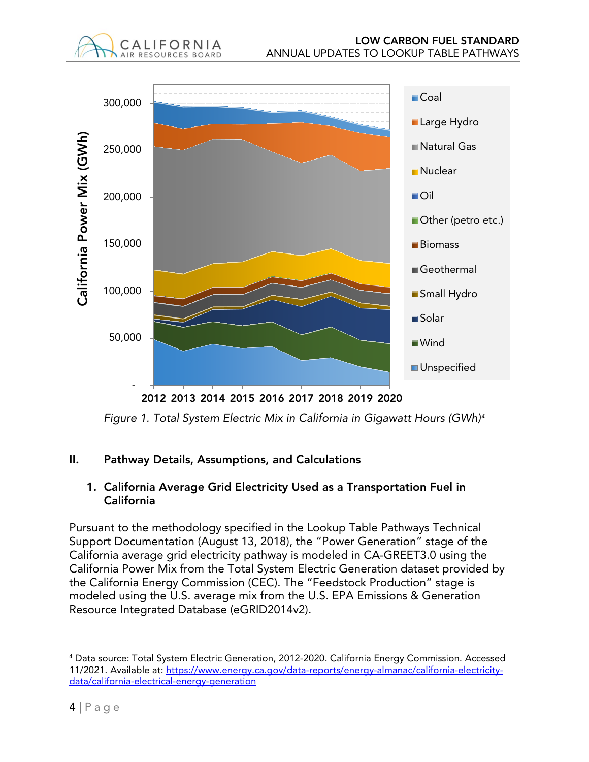*Figure 1. Total System Electric Mix in California in Gigawatt Hours (GWh)[4]*

## II. Pathway Details, Assumptions, and Calculations

### 1. California Average Grid Electricity Used as a Transportation Fuel in California

Pursuant to the methodology specified in the Lookup Table Pathways Technical Support Documentation (August 13, 2018), the "Power Generation" stage of the California average grid electricity pathway is modeled in CA-GREET3.0 using the California Power Mix from the Total System Electric Generation dataset provided by the California Energy Commission (CEC). The "Feedstock Production" stage is modeled using the U.S. average mix from the U.S. EPA Emissions & Generation Resource Integrated Database (eGRID2014v2).

---

[4] Data source: Total System Electric Generation, 2012-2020. California Energy Commission. Accessed 11/2021. Available at: https://www.energy.ca.gov/data-reports/energy-almanac/california-electricity-data/california-electrical-energy-generation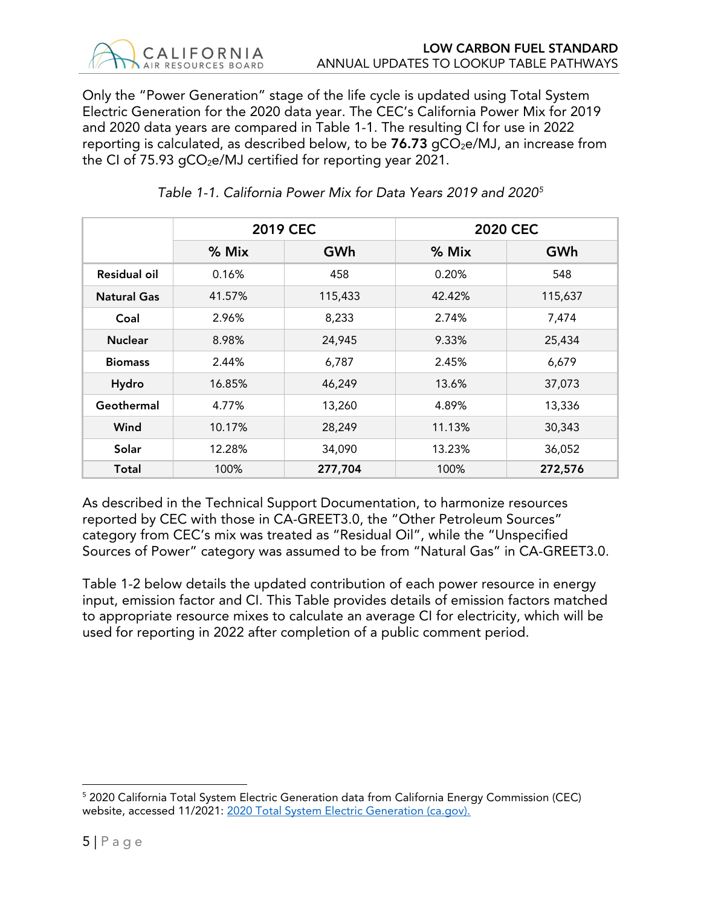Only the "Power Generation" stage of the life cycle is updated using Total System Electric Generation for the 2020 data year. The CEC's California Power Mix for 2019 and 2020 data years are compared in Table 1-1. The resulting CI for use in 2022 reporting is calculated, as described below, to be **76.73** $gCO_2e/MJ$, an increase from the CI of 75.93 $gCO_2e/MJ$ certified for reporting year 2021.

*Table 1-1. California Power Mix for Data Years 2019 and 2020*[5]

| | 2019 CEC | | 2020 CEC | |
|---|---|---|---|---|
| | % Mix | GWh | % Mix | GWh |
| **Residual oil** | 0.16% | 458 | 0.20% | 548 |
| **Natural Gas** | 41.57% | 115,433 | 42.42% | 115,637 |
| **Coal** | 2.96% | 8,233 | 2.74% | 7,474 |
| **Nuclear** | 8.98% | 24,945 | 9.33% | 25,434 |
| **Biomass** | 2.44% | 6,787 | 2.45% | 6,679 |
| **Hydro** | 16.85% | 46,249 | 13.6% | 37,073 |
| **Geothermal** | 4.77% | 13,260 | 4.89% | 13,336 |
| **Wind** | 10.17% | 28,249 | 11.13% | 30,343 |
| **Solar** | 12.28% | 34,090 | 13.23% | 36,052 |
| **Total** | 100% | **277,704** | 100% | **272,576** |

As described in the Technical Support Documentation, to harmonize resources reported by CEC with those in CA-GREET3.0, the "Other Petroleum Sources" category from CEC's mix was treated as "Residual Oil", while the "Unspecified Sources of Power" category was assumed to be from "Natural Gas" in CA-GREET3.0.

Table 1-2 below details the updated contribution of each power resource in energy input, emission factor and CI. This Table provides details of emission factors matched to appropriate resource mixes to calculate an average CI for electricity, which will be used for reporting in 2022 after completion of a public comment period.

---

[5] 2020 California Total System Electric Generation data from California Energy Commission (CEC) website, accessed 11/2021: [2020 Total System Electric Generation (ca.gov).]()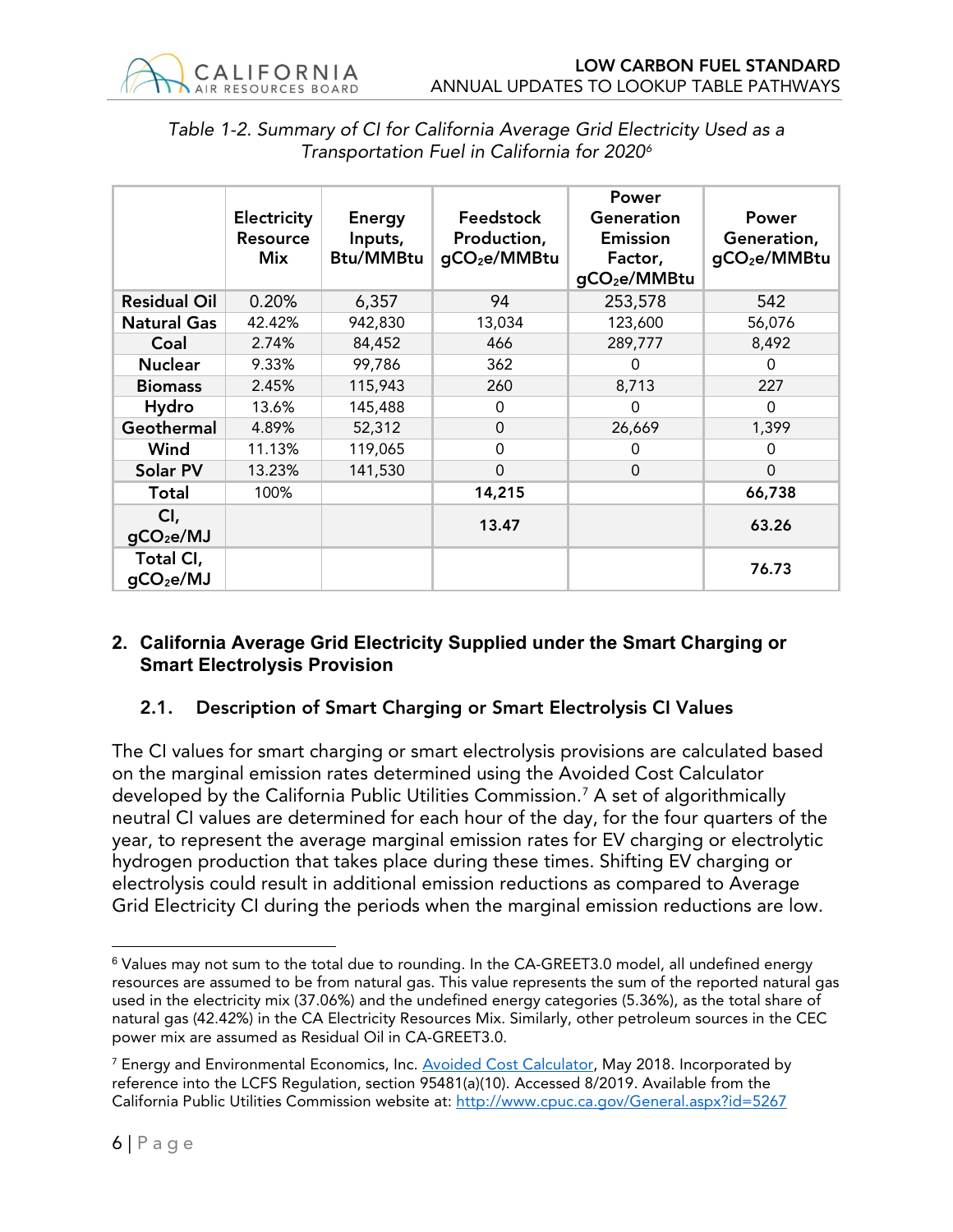*Table 1-2. Summary of CI for California Average Grid Electricity Used as a Transportation Fuel in California for 2020*[6]

| | Electricity Resource Mix | Energy Inputs, Btu/MMBtu | Feedstock Production, $gCO_2e/MMBtu$ | Power Generation Emission Factor, $gCO_2e/MMBtu$ | Power Generation, $gCO_2e/MMBtu$ |
|---|---|---|---|---|---|
| **Residual Oil** | 0.20% | 6,357 | 94 | 253,578 | 542 |
| **Natural Gas** | 42.42% | 942,830 | 13,034 | 123,600 | 56,076 |
| **Coal** | 2.74% | 84,452 | 466 | 289,777 | 8,492 |
| **Nuclear** | 9.33% | 99,786 | 362 | 0 | 0 |
| **Biomass** | 2.45% | 115,943 | 260 | 8,713 | 227 |
| **Hydro** | 13.6% | 145,488 | 0 | 0 | 0 |
| **Geothermal** | 4.89% | 52,312 | 0 | 26,669 | 1,399 |
| **Wind** | 11.13% | 119,065 | 0 | 0 | 0 |
| **Solar PV** | 13.23% | 141,530 | 0 | 0 | 0 |
| **Total** | 100% | | **14,215** | | **66,738** |
| **CI, $gCO_2e/MJ$** | | | **13.47** | | **63.26** |
| **Total CI, $gCO_2e/MJ$** | | | | | **76.73** |

## 2. California Average Grid Electricity Supplied under the Smart Charging or Smart Electrolysis Provision

### 2.1. Description of Smart Charging or Smart Electrolysis CI Values

The CI values for smart charging or smart electrolysis provisions are calculated based on the marginal emission rates determined using the Avoided Cost Calculator developed by the California Public Utilities Commission.[7] A set of algorithmically neutral CI values are determined for each hour of the day, for the four quarters of the year, to represent the average marginal emission rates for EV charging or electrolytic hydrogen production that takes place during these times. Shifting EV charging or electrolysis could result in additional emission reductions as compared to Average Grid Electricity CI during the periods when the marginal emission reductions are low.

---

[6] Values may not sum to the total due to rounding. In the CA-GREET3.0 model, all undefined energy resources are assumed to be from natural gas. This value represents the sum of the reported natural gas used in the electricity mix (37.06%) and the undefined energy categories (5.36%), as the total share of natural gas (42.42%) in the CA Electricity Resources Mix. Similarly, other petroleum sources in the CEC power mix are assumed as Residual Oil in CA-GREET3.0.

[7] Energy and Environmental Economics, Inc. Avoided Cost Calculator, May 2018. Incorporated by reference into the LCFS Regulation, section 95481(a)(10). Accessed 8/2019. Available from the California Public Utilities Commission website at: http://www.cpuc.ca.gov/General.aspx?id=5267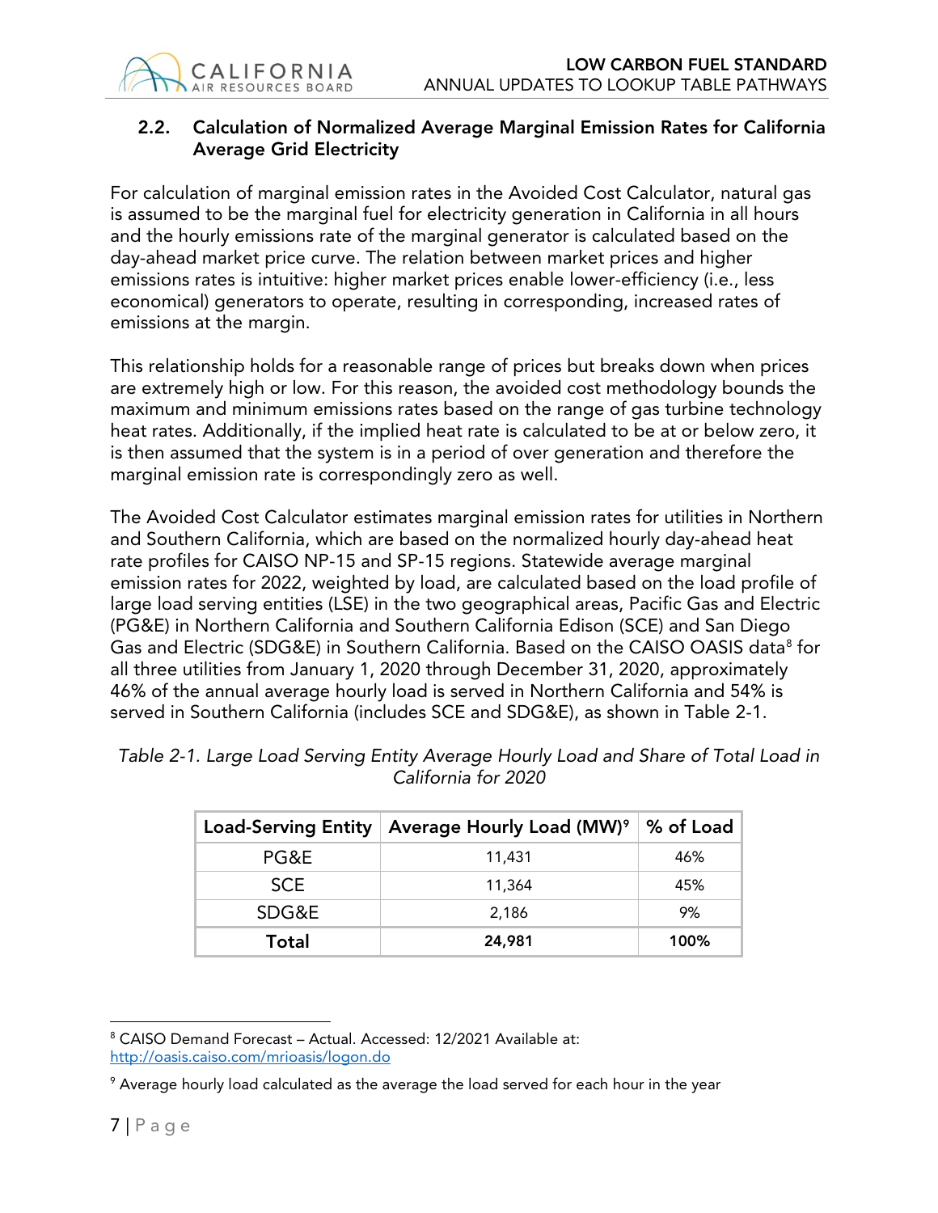## 2.2. Calculation of Normalized Average Marginal Emission Rates for California Average Grid Electricity

For calculation of marginal emission rates in the Avoided Cost Calculator, natural gas is assumed to be the marginal fuel for electricity generation in California in all hours and the hourly emissions rate of the marginal generator is calculated based on the day-ahead market price curve. The relation between market prices and higher emissions rates is intuitive: higher market prices enable lower-efficiency (i.e., less economical) generators to operate, resulting in corresponding, increased rates of emissions at the margin.

This relationship holds for a reasonable range of prices but breaks down when prices are extremely high or low. For this reason, the avoided cost methodology bounds the maximum and minimum emissions rates based on the range of gas turbine technology heat rates. Additionally, if the implied heat rate is calculated to be at or below zero, it is then assumed that the system is in a period of over generation and therefore the marginal emission rate is correspondingly zero as well.

The Avoided Cost Calculator estimates marginal emission rates for utilities in Northern and Southern California, which are based on the normalized hourly day-ahead heat rate profiles for CAISO NP-15 and SP-15 regions. Statewide average marginal emission rates for 2022, weighted by load, are calculated based on the load profile of large load serving entities (LSE) in the two geographical areas, Pacific Gas and Electric (PG&E) in Northern California and Southern California Edison (SCE) and San Diego Gas and Electric (SDG&E) in Southern California. Based on the CAISO OASIS data[8] for all three utilities from January 1, 2020 through December 31, 2020, approximately 46% of the annual average hourly load is served in Northern California and 54% is served in Southern California (includes SCE and SDG&E), as shown in Table 2-1.

*Table 2-1. Large Load Serving Entity Average Hourly Load and Share of Total Load in California for 2020*

| Load-Serving Entity | Average Hourly Load (MW)[9] | % of Load |
|---|---|---|
| PG&E | 11,431 | 46% |
| SCE | 11,364 | 45% |
| SDG&E | 2,186 | 9% |
| **Total** | **24,981** | **100%** |

[8] CAISO Demand Forecast – Actual. Accessed: 12/2021 Available at: http://oasis.caiso.com/mrioasis/logon.do

[9] Average hourly load calculated as the average the load served for each hour in the year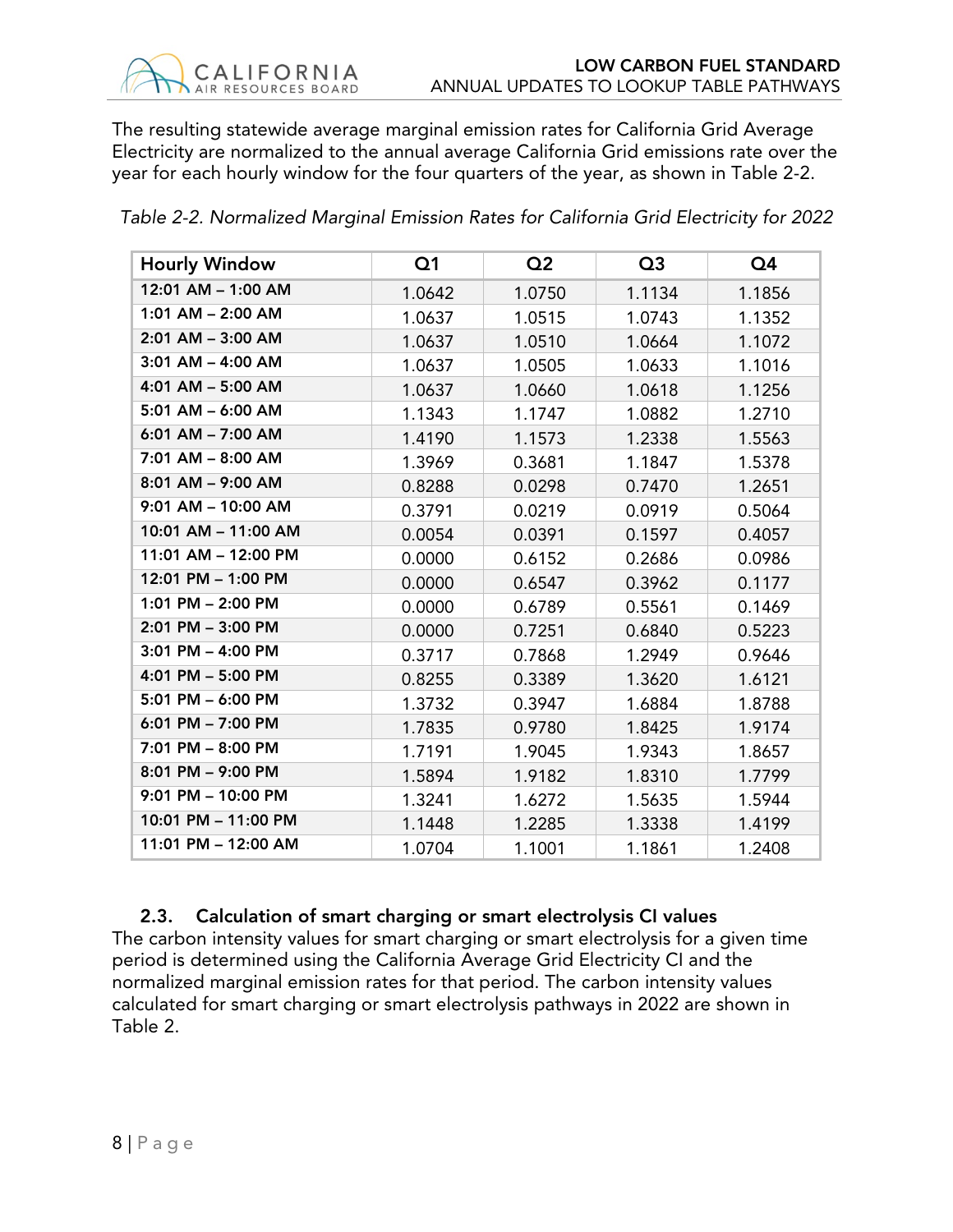The resulting statewide average marginal emission rates for California Grid Average Electricity are normalized to the annual average California Grid emissions rate over the year for each hourly window for the four quarters of the year, as shown in Table 2-2.

*Table 2-2. Normalized Marginal Emission Rates for California Grid Electricity for 2022*

| Hourly Window | Q1 | Q2 | Q3 | Q4 |
|---|---|---|---|---|
| 12:01 AM – 1:00 AM | 1.0642 | 1.0750 | 1.1134 | 1.1856 |
| 1:01 AM – 2:00 AM | 1.0637 | 1.0515 | 1.0743 | 1.1352 |
| 2:01 AM – 3:00 AM | 1.0637 | 1.0510 | 1.0664 | 1.1072 |
| 3:01 AM – 4:00 AM | 1.0637 | 1.0505 | 1.0633 | 1.1016 |
| 4:01 AM – 5:00 AM | 1.0637 | 1.0660 | 1.0618 | 1.1256 |
| 5:01 AM – 6:00 AM | 1.1343 | 1.1747 | 1.0882 | 1.2710 |
| 6:01 AM – 7:00 AM | 1.4190 | 1.1573 | 1.2338 | 1.5563 |
| 7:01 AM – 8:00 AM | 1.3969 | 0.3681 | 1.1847 | 1.5378 |
| 8:01 AM – 9:00 AM | 0.8288 | 0.0298 | 0.7470 | 1.2651 |
| 9:01 AM – 10:00 AM | 0.3791 | 0.0219 | 0.0919 | 0.5064 |
| 10:01 AM – 11:00 AM | 0.0054 | 0.0391 | 0.1597 | 0.4057 |
| 11:01 AM – 12:00 PM | 0.0000 | 0.6152 | 0.2686 | 0.0986 |
| 12:01 PM – 1:00 PM | 0.0000 | 0.6547 | 0.3962 | 0.1177 |
| 1:01 PM – 2:00 PM | 0.0000 | 0.6789 | 0.5561 | 0.1469 |
| 2:01 PM – 3:00 PM | 0.0000 | 0.7251 | 0.6840 | 0.5223 |
| 3:01 PM – 4:00 PM | 0.3717 | 0.7868 | 1.2949 | 0.9646 |
| 4:01 PM – 5:00 PM | 0.8255 | 0.3389 | 1.3620 | 1.6121 |
| 5:01 PM – 6:00 PM | 1.3732 | 0.3947 | 1.6884 | 1.8788 |
| 6:01 PM – 7:00 PM | 1.7835 | 0.9780 | 1.8425 | 1.9174 |
| 7:01 PM – 8:00 PM | 1.7191 | 1.9045 | 1.9343 | 1.8657 |
| 8:01 PM – 9:00 PM | 1.5894 | 1.9182 | 1.8310 | 1.7799 |
| 9:01 PM – 10:00 PM | 1.3241 | 1.6272 | 1.5635 | 1.5944 |
| 10:01 PM – 11:00 PM | 1.1448 | 1.2285 | 1.3338 | 1.4199 |
| 11:01 PM – 12:00 AM | 1.0704 | 1.1001 | 1.1861 | 1.2408 |

### 2.3. Calculation of smart charging or smart electrolysis CI values

The carbon intensity values for smart charging or smart electrolysis for a given time period is determined using the California Average Grid Electricity CI and the normalized marginal emission rates for that period. The carbon intensity values calculated for smart charging or smart electrolysis pathways in 2022 are shown in Table 2.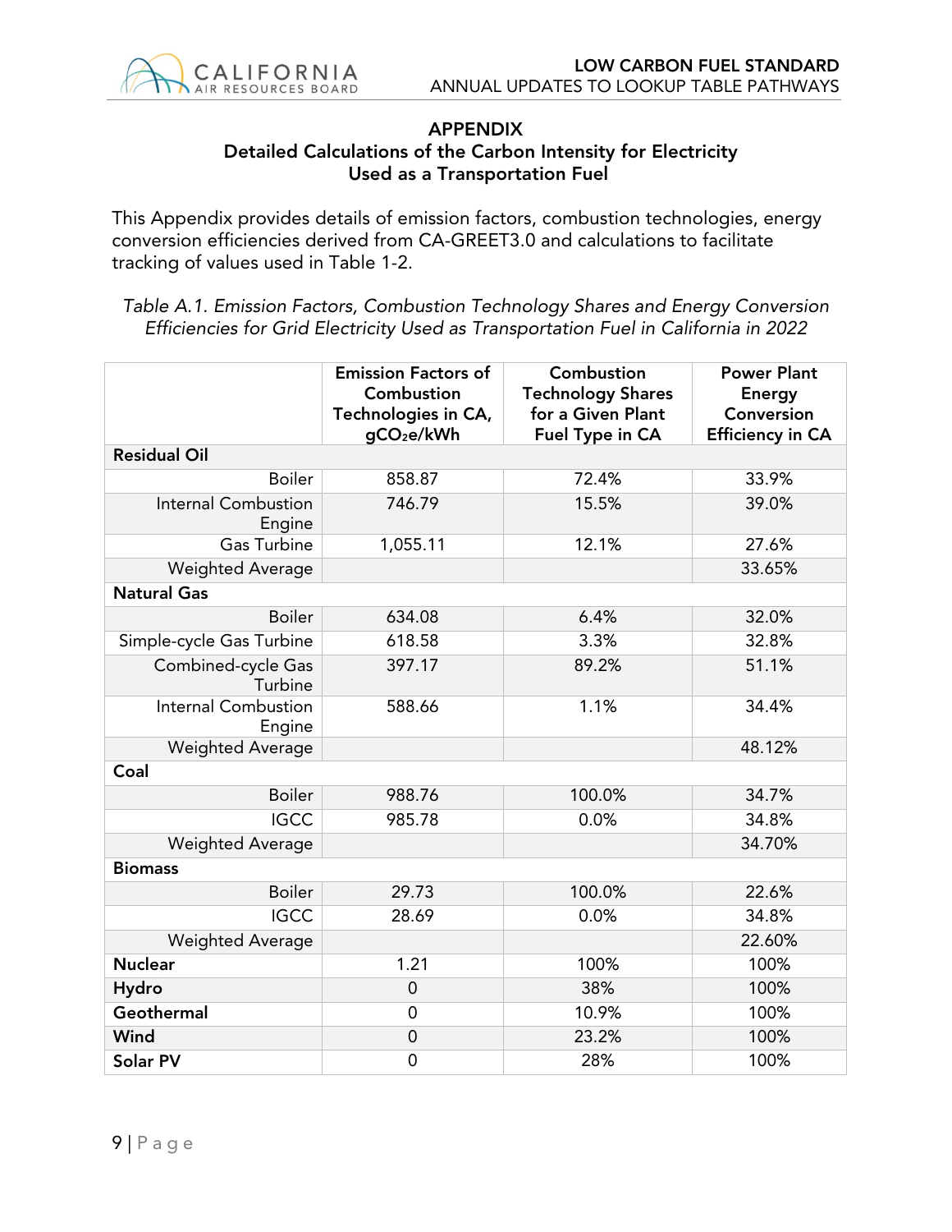## APPENDIX

### Detailed Calculations of the Carbon Intensity for Electricity Used as a Transportation Fuel

This Appendix provides details of emission factors, combustion technologies, energy conversion efficiencies derived from CA-GREET3.0 and calculations to facilitate tracking of values used in Table 1-2.

*Table A.1. Emission Factors, Combustion Technology Shares and Energy Conversion Efficiencies for Grid Electricity Used as Transportation Fuel in California in 2022*

| | Emission Factors of Combustion Technologies in CA, $gCO_2e/kWh$ | Combustion Technology Shares for a Given Plant Fuel Type in CA | Power Plant Energy Conversion Efficiency in CA |
|---|---|---|---|
| **Residual Oil** | | | |
| Boiler | 858.87 | 72.4% | 33.9% |
| Internal Combustion Engine | 746.79 | 15.5% | 39.0% |
| Gas Turbine | 1,055.11 | 12.1% | 27.6% |
| Weighted Average | | | 33.65% |
| **Natural Gas** | | | |
| Boiler | 634.08 | 6.4% | 32.0% |
| Simple-cycle Gas Turbine | 618.58 | 3.3% | 32.8% |
| Combined-cycle Gas Turbine | 397.17 | 89.2% | 51.1% |
| Internal Combustion Engine | 588.66 | 1.1% | 34.4% |
| Weighted Average | | | 48.12% |
| **Coal** | | | |
| Boiler | 988.76 | 100.0% | 34.7% |
| IGCC | 985.78 | 0.0% | 34.8% |
| Weighted Average | | | 34.70% |
| **Biomass** | | | |
| Boiler | 29.73 | 100.0% | 22.6% |
| IGCC | 28.69 | 0.0% | 34.8% |
| Weighted Average | | | 22.60% |
| **Nuclear** | 1.21 | 100% | 100% |
| **Hydro** | 0 | 38% | 100% |
| **Geothermal** | 0 | 10.9% | 100% |
| **Wind** | 0 | 23.2% | 100% |
| **Solar PV** | 0 | 28% | 100% |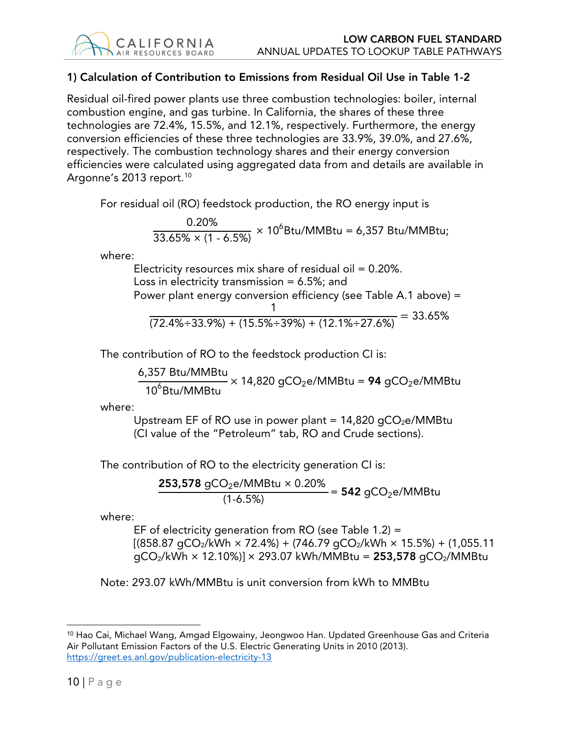### 1) Calculation of Contribution to Emissions from Residual Oil Use in Table 1-2

Residual oil-fired power plants use three combustion technologies: boiler, internal combustion engine, and gas turbine. In California, the shares of these three technologies are 72.4%, 15.5%, and 12.1%, respectively. Furthermore, the energy conversion efficiencies of these three technologies are 33.9%, 39.0%, and 27.6%, respectively. The combustion technology shares and their energy conversion efficiencies were calculated using aggregated data from and details are available in Argonne's 2013 report.[10]

For residual oil (RO) feedstock production, the RO energy input is

$$\frac{0.20\%}{33.65\% \times (1 - 6.5\%)} \times 10^{6}\text{Btu/MMBtu} = 6{,}357 \text{ Btu/MMBtu};$$

where:

Electricity resources mix share of residual oil = 0.20%.
Loss in electricity transmission = 6.5%; and
Power plant energy conversion efficiency (see Table A.1 above) =

$$\frac{1}{(72.4\% \div 33.9\%) + (15.5\% \div 39\%) + (12.1\% \div 27.6\%)} = 33.65\%$$

The contribution of RO to the feedstock production CI is:

$$\frac{6{,}357 \text{ Btu/MMBtu}}{10^{6}\text{Btu/MMBtu}} \times 14{,}820 \text{ gCO}_2\text{e/MMBtu} = \mathbf{94} \text{ gCO}_2\text{e/MMBtu}$$

where:

Upstream EF of RO use in power plant = 14,820 $gCO_2e$/MMBtu (CI value of the "Petroleum" tab, RO and Crude sections).

The contribution of RO to the electricity generation CI is:

$$\frac{\mathbf{253{,}578} \text{ gCO}_2\text{e/MMBtu} \times 0.20\%}{(1\text{-}6.5\%)} = \mathbf{542} \text{ gCO}_2\text{e/MMBtu}$$

where:

EF of electricity generation from RO (see Table 1.2) = [(858.87 $gCO_2$/kWh × 72.4%) + (746.79 $gCO_2$/kWh × 15.5%) + (1,055.11 $gCO_2$/kWh × 12.10%)] × 293.07 kWh/MMBtu = **253,578** $gCO_2$/MMBtu

Note: 293.07 kWh/MMBtu is unit conversion from kWh to MMBtu

---

[10] Hao Cai, Michael Wang, Amgad Elgowainy, Jeongwoo Han. Updated Greenhouse Gas and Criteria Air Pollutant Emission Factors of the U.S. Electric Generating Units in 2010 (2013). https://greet.es.anl.gov/publication-electricity-13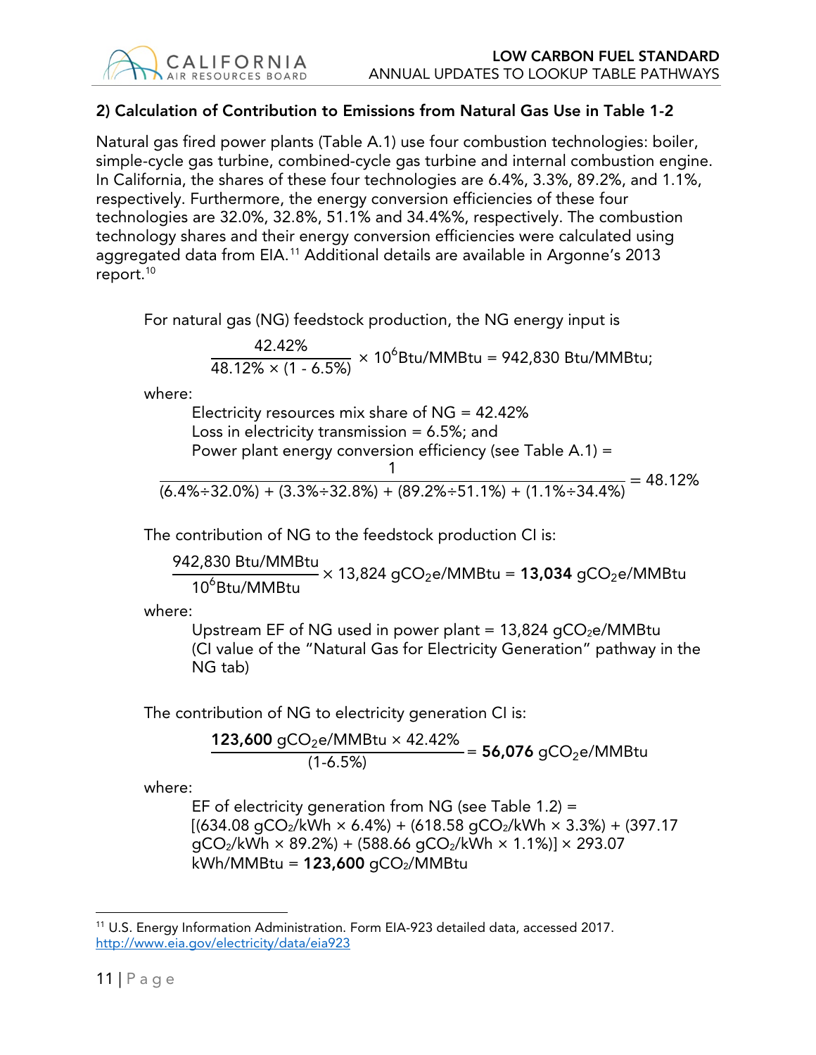### 2) Calculation of Contribution to Emissions from Natural Gas Use in Table 1-2

Natural gas fired power plants (Table A.1) use four combustion technologies: boiler, simple-cycle gas turbine, combined-cycle gas turbine and internal combustion engine. In California, the shares of these four technologies are 6.4%, 3.3%, 89.2%, and 1.1%, respectively. Furthermore, the energy conversion efficiencies of these four technologies are 32.0%, 32.8%, 51.1% and 34.4%%, respectively. The combustion technology shares and their energy conversion efficiencies were calculated using aggregated data from EIA.[11] Additional details are available in Argonne's 2013 report.[10]

For natural gas (NG) feedstock production, the NG energy input is

$$\frac{42.42\%}{48.12\% \times (1 - 6.5\%)} \times 10^6 \text{Btu/MMBtu} = 942{,}830 \text{ Btu/MMBtu;}$$

where:

Electricity resources mix share of NG = 42.42%
Loss in electricity transmission = 6.5%; and
Power plant energy conversion efficiency (see Table A.1) =

$$\frac{1}{(6.4\% \div 32.0\%) + (3.3\% \div 32.8\%) + (89.2\% \div 51.1\%) + (1.1\% \div 34.4\%)} = 48.12\%$$

The contribution of NG to the feedstock production CI is:

$$\frac{942{,}830 \text{ Btu/MMBtu}}{10^6 \text{Btu/MMBtu}} \times 13{,}824 \text{ gCO}_2\text{e/MMBtu} = \mathbf{13{,}034} \text{ gCO}_2\text{e/MMBtu}$$

where:

Upstream EF of NG used in power plant = 13,824 $gCO_2e$/MMBtu (CI value of the "Natural Gas for Electricity Generation" pathway in the NG tab)

The contribution of NG to electricity generation CI is:

$$\frac{\mathbf{123{,}600} \text{ gCO}_2\text{e/MMBtu} \times 42.42\%}{(1\text{-}6.5\%)} = \mathbf{56{,}076} \text{ gCO}_2\text{e/MMBtu}$$

where:

EF of electricity generation from NG (see Table 1.2) = [(634.08 $gCO_2$/kWh × 6.4%) + (618.58 $gCO_2$/kWh × 3.3%) + (397.17 $gCO_2$/kWh × 89.2%) + (588.66 $gCO_2$/kWh × 1.1%)] × 293.07 kWh/MMBtu = **123,600** $gCO_2$/MMBtu

---

[11] U.S. Energy Information Administration. Form EIA-923 detailed data, accessed 2017. http://www.eia.gov/electricity/data/eia923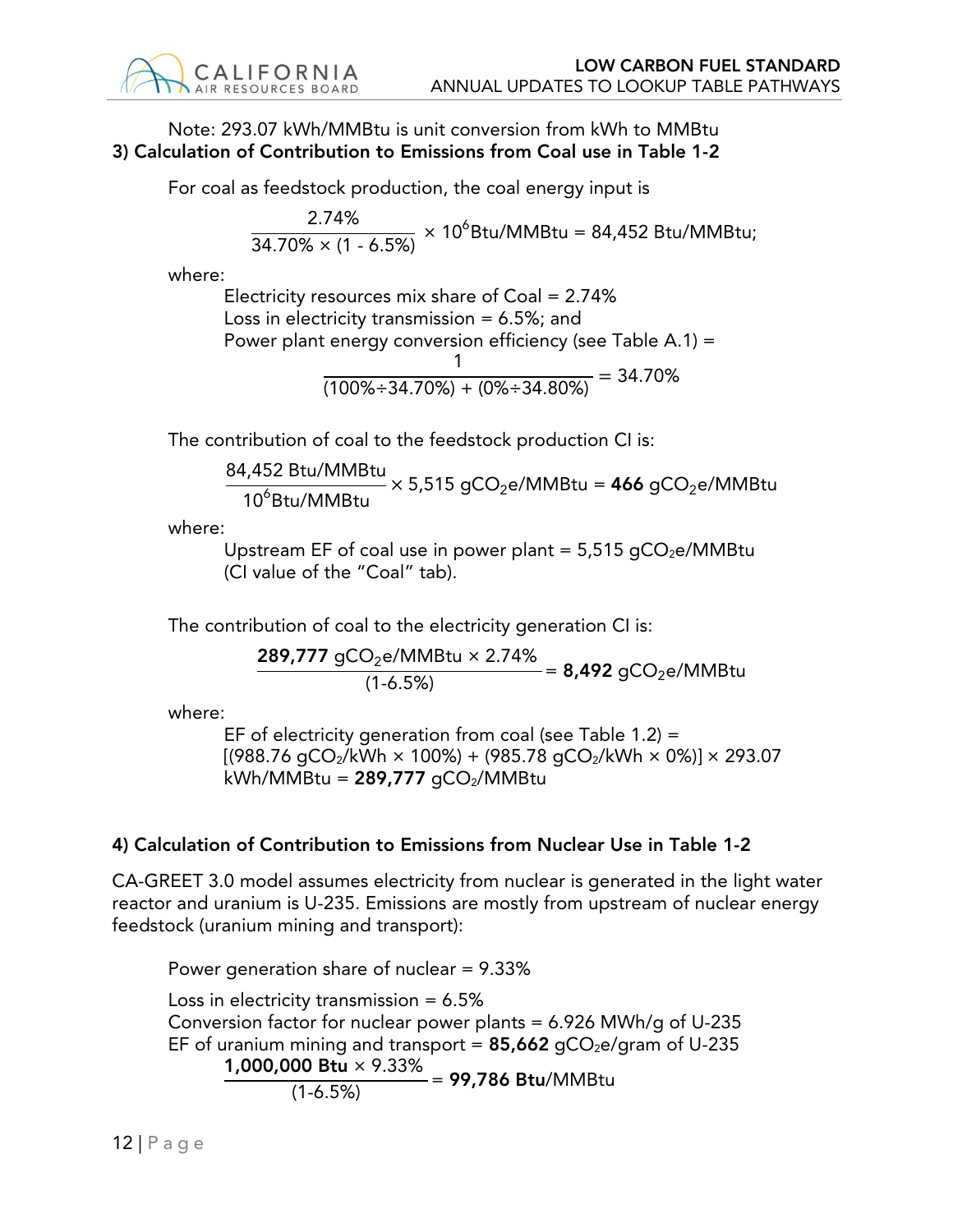Note: 293.07 kWh/MMBtu is unit conversion from kWh to MMBtu

### 3) Calculation of Contribution to Emissions from Coal use in Table 1-2

For coal as feedstock production, the coal energy input is

$$\frac{2.74\%}{34.70\% \times (1 - 6.5\%)} \times 10^6 \text{Btu/MMBtu} = 84{,}452 \text{ Btu/MMBtu};$$

where:

Electricity resources mix share of Coal = 2.74%
Loss in electricity transmission = 6.5%; and
Power plant energy conversion efficiency (see Table A.1) =

$$\frac{1}{(100\% \div 34.70\%) + (0\% \div 34.80\%)} = 34.70\%$$

The contribution of coal to the feedstock production CI is:

$$\frac{84{,}452 \text{ Btu/MMBtu}}{10^6 \text{Btu/MMBtu}} \times 5{,}515 \text{ g}CO_2\text{e/MMBtu} = \mathbf{466} \text{ g}CO_2\text{e/MMBtu}$$

where:

Upstream EF of coal use in power plant = 5,515 $gCO_2e$/MMBtu (CI value of the "Coal" tab).

The contribution of coal to the electricity generation CI is:

$$\frac{\mathbf{289{,}777} \text{ g}CO_2\text{e/MMBtu} \times 2.74\%}{(1\text{-}6.5\%)} = \mathbf{8{,}492} \text{ g}CO_2\text{e/MMBtu}$$

where:

EF of electricity generation from coal (see Table 1.2) = [(988.76 $gCO_2$/kWh × 100%) + (985.78 $gCO_2$/kWh × 0%)] × 293.07 kWh/MMBtu = **289,777** $gCO_2$/MMBtu

### 4) Calculation of Contribution to Emissions from Nuclear Use in Table 1-2

CA-GREET 3.0 model assumes electricity from nuclear is generated in the light water reactor and uranium is U-235. Emissions are mostly from upstream of nuclear energy feedstock (uranium mining and transport):

Power generation share of nuclear = 9.33%

Loss in electricity transmission = 6.5%
Conversion factor for nuclear power plants = 6.926 MWh/g of U-235
EF of uranium mining and transport = **85,662** $gCO_2e$/gram of U-235

$$\frac{\mathbf{1{,}000{,}000 \text{ Btu}} \times 9.33\%}{(1\text{-}6.5\%)} = \mathbf{99{,}786 \text{ Btu}}\text{/MMBtu}$$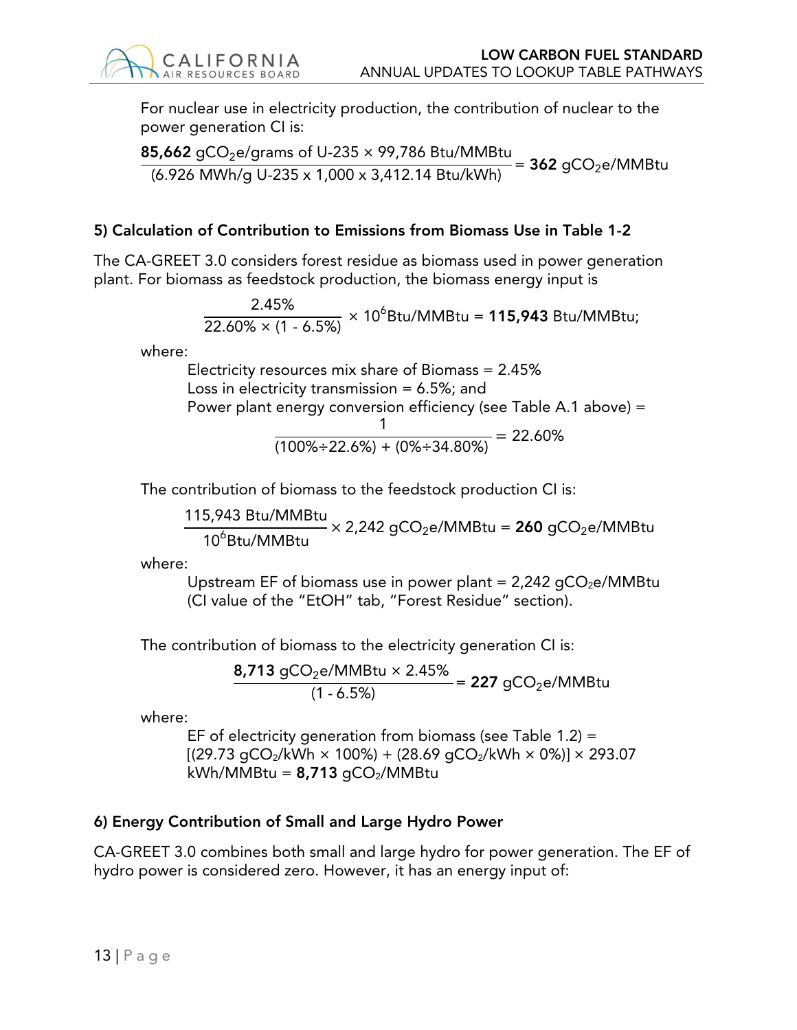For nuclear use in electricity production, the contribution of nuclear to the power generation CI is:

$$\frac{\mathbf{85{,}662}\ gCO_2e/\text{grams of U-235} \times 99{,}786\ \text{Btu/MMBtu}}{(6.926\ \text{MWh/g U-235} \times 1{,}000 \times 3{,}412.14\ \text{Btu/kWh})} = \mathbf{362}\ gCO_2e/\text{MMBtu}$$

### 5) Calculation of Contribution to Emissions from Biomass Use in Table 1-2

The CA-GREET 3.0 considers forest residue as biomass used in power generation plant. For biomass as feedstock production, the biomass energy input is

$$\frac{2.45\%}{22.60\% \times (1 - 6.5\%)} \times 10^6\text{Btu/MMBtu} = \mathbf{115{,}943}\ \text{Btu/MMBtu;}$$

where:

Electricity resources mix share of Biomass = 2.45%
Loss in electricity transmission = 6.5%; and
Power plant energy conversion efficiency (see Table A.1 above) =

$$\frac{1}{(100\% \div 22.6\%) + (0\% \div 34.80\%)} = 22.60\%$$

The contribution of biomass to the feedstock production CI is:

$$\frac{115{,}943\ \text{Btu/MMBtu}}{10^6\text{Btu/MMBtu}} \times 2{,}242\ gCO_2e/\text{MMBtu} = \mathbf{260}\ gCO_2e/\text{MMBtu}$$

where:

Upstream EF of biomass use in power plant = 2,242 $gCO_2e$/MMBtu (CI value of the "EtOH" tab, "Forest Residue" section).

The contribution of biomass to the electricity generation CI is:

$$\frac{\mathbf{8{,}713}\ gCO_2e/\text{MMBtu} \times 2.45\%}{(1 - 6.5\%)} = \mathbf{227}\ gCO_2e/\text{MMBtu}$$

where:

EF of electricity generation from biomass (see Table 1.2) = $[(29.73\ gCO_2/\text{kWh} \times 100\%) + (28.69\ gCO_2/\text{kWh} \times 0\%)] \times 293.07$ kWh/MMBtu = **8,713** $gCO_2$/MMBtu

### 6) Energy Contribution of Small and Large Hydro Power

CA-GREET 3.0 combines both small and large hydro for power generation. The EF of hydro power is considered zero. However, it has an energy input of: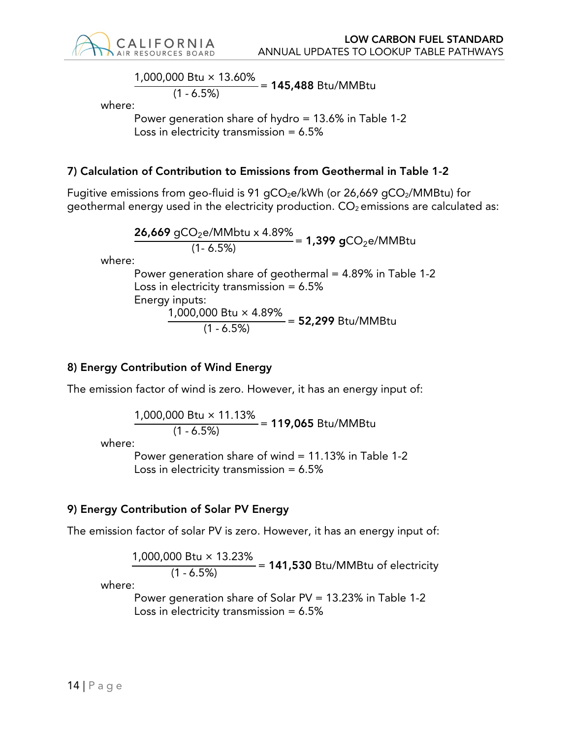$$\frac{1{,}000{,}000 \text{ Btu} \times 13.60\%}{(1 - 6.5\%)} = \mathbf{145{,}488} \text{ Btu/MMBtu}$$

where:

Power generation share of hydro = 13.6% in Table 1-2
Loss in electricity transmission = 6.5%

### 7) Calculation of Contribution to Emissions from Geothermal in Table 1-2

Fugitive emissions from geo-fluid is 91 $gCO_2e/kWh$ (or 26,669 $gCO_2/MMBtu$) for geothermal energy used in the electricity production. $CO_2$ emissions are calculated as:

$$\frac{\mathbf{26{,}669} \text{ gCO}_2\text{e/MMbtu} \times 4.89\%}{(1 - 6.5\%)} = \mathbf{1{,}399} \text{ gCO}_2\text{e/MMBtu}$$

where:

Power generation share of geothermal = 4.89% in Table 1-2
Loss in electricity transmission = 6.5%
Energy inputs:

$$\frac{1{,}000{,}000 \text{ Btu} \times 4.89\%}{(1 - 6.5\%)} = \mathbf{52{,}299} \text{ Btu/MMBtu}$$

### 8) Energy Contribution of Wind Energy

The emission factor of wind is zero. However, it has an energy input of:

$$\frac{1{,}000{,}000 \text{ Btu} \times 11.13\%}{(1 - 6.5\%)} = \mathbf{119{,}065} \text{ Btu/MMBtu}$$

where:

Power generation share of wind = 11.13% in Table 1-2
Loss in electricity transmission = 6.5%

### 9) Energy Contribution of Solar PV Energy

The emission factor of solar PV is zero. However, it has an energy input of:

$$\frac{1{,}000{,}000 \text{ Btu} \times 13.23\%}{(1 - 6.5\%)} = \mathbf{141{,}530} \text{ Btu/MMBtu of electricity}$$

where:

Power generation share of Solar PV = 13.23% in Table 1-2
Loss in electricity transmission = 6.5%